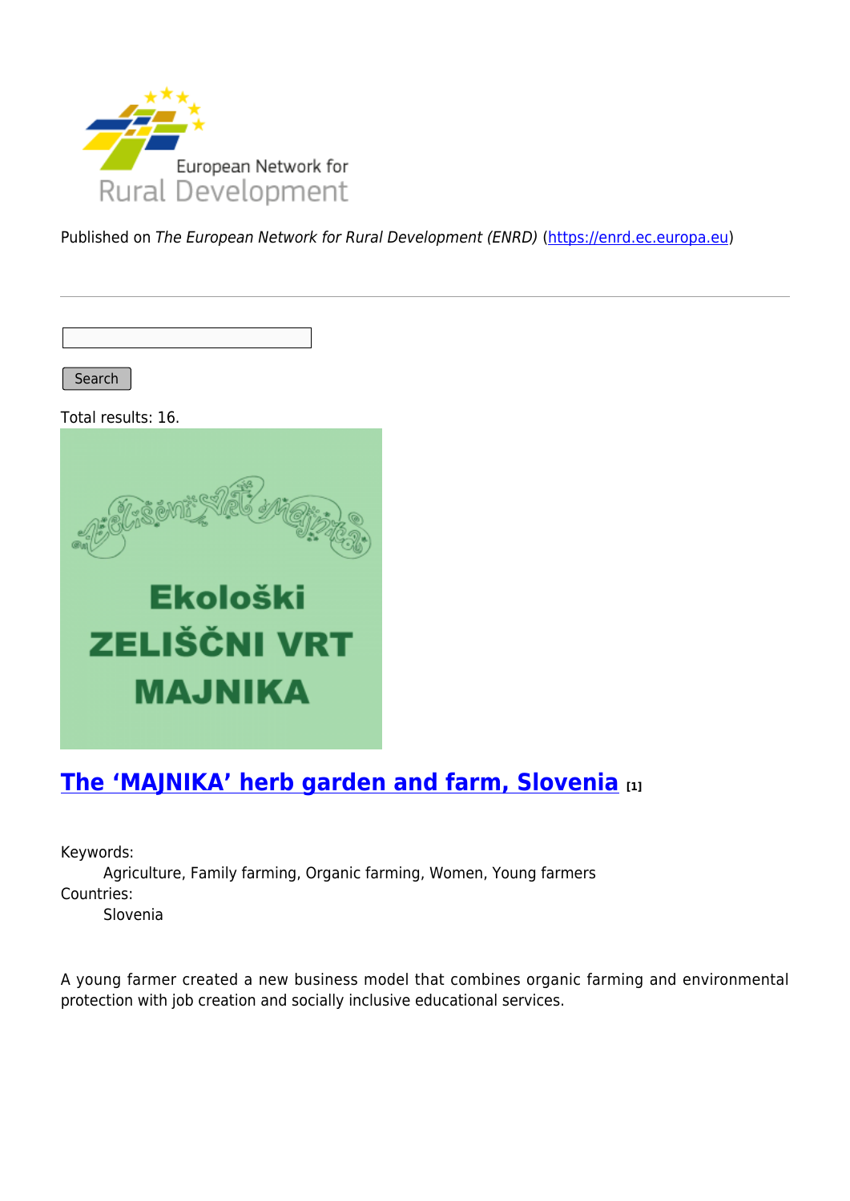European Network for Rural Development

Published on *The European Network for Rural Development (ENRD)* (https://enrd.ec.europa.eu)

Search

Total results: 16.

Ekološki ZELIŠČNI VRT MAJNIKA

## The 'MAJNIKA' herb garden and farm, Slovenia [1]

Keywords:
  Agriculture, Family farming, Organic farming, Women, Young farmers

Countries:
  Slovenia

A young farmer created a new business model that combines organic farming and environmental protection with job creation and socially inclusive educational services.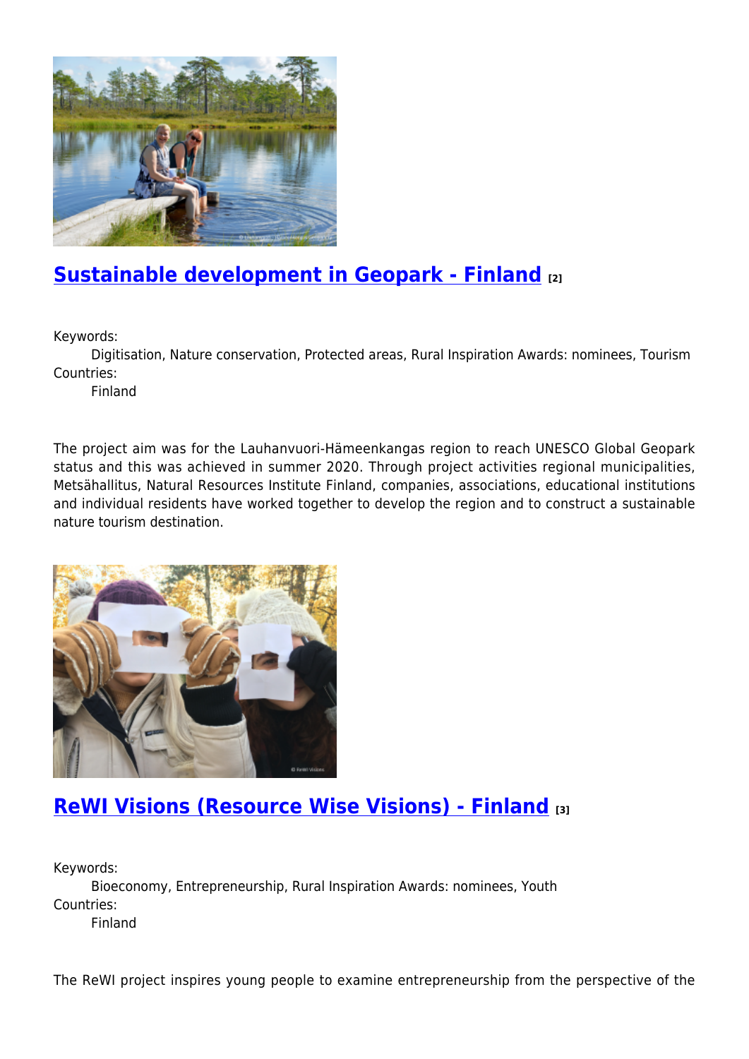## [Sustainable development in Geopark - Finland](#) [2]

Keywords:
Digitisation, Nature conservation, Protected areas, Rural Inspiration Awards: nominees, Tourism

Countries:
Finland

The project aim was for the Lauhanvuori-Hämeenkangas region to reach UNESCO Global Geopark status and this was achieved in summer 2020. Through project activities regional municipalities, Metsähallitus, Natural Resources Institute Finland, companies, associations, educational institutions and individual residents have worked together to develop the region and to construct a sustainable nature tourism destination.

## [ReWI Visions (Resource Wise Visions) - Finland](#) [3]

Keywords:
Bioeconomy, Entrepreneurship, Rural Inspiration Awards: nominees, Youth

Countries:
Finland

The ReWI project inspires young people to examine entrepreneurship from the perspective of the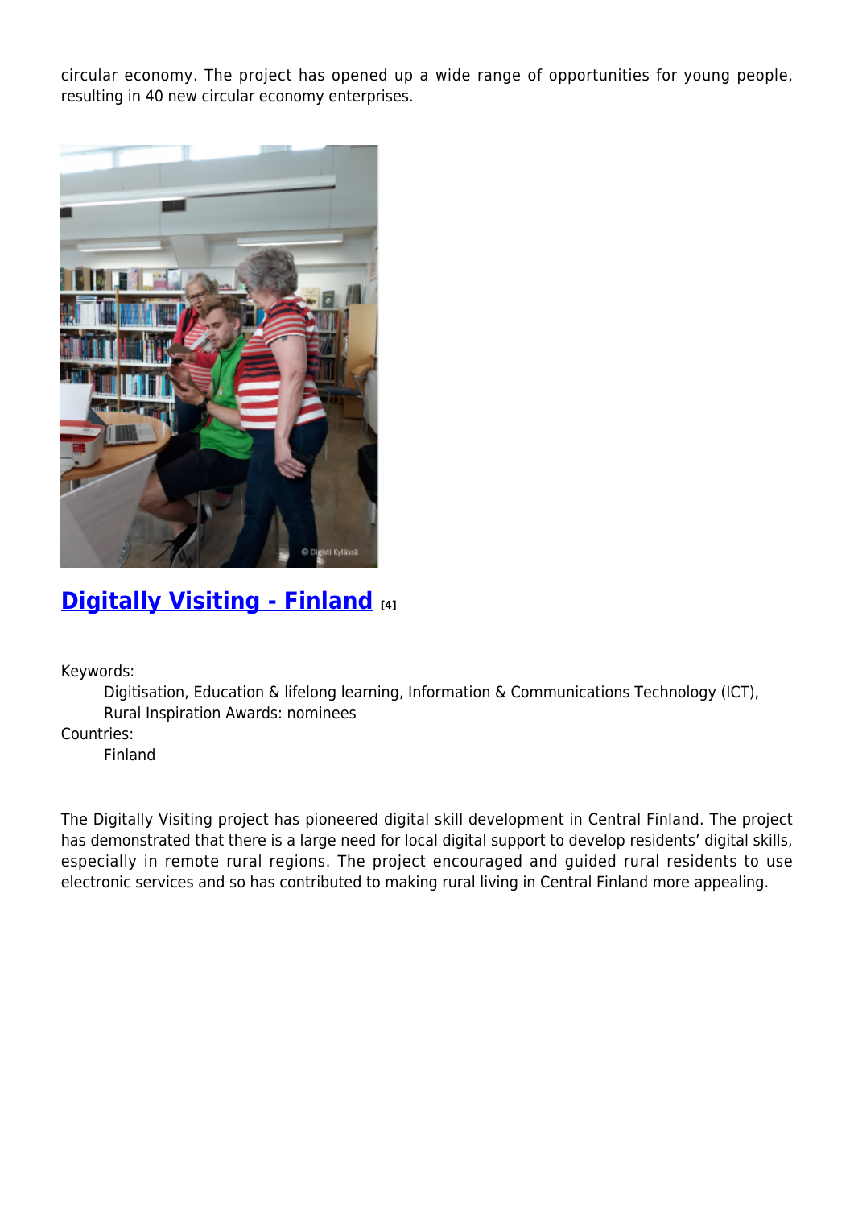circular economy. The project has opened up a wide range of opportunities for young people, resulting in 40 new circular economy enterprises.

## Digitally Visiting - Finland [4]

Keywords:

Digitisation, Education & lifelong learning, Information & Communications Technology (ICT), Rural Inspiration Awards: nominees

Countries:

Finland

The Digitally Visiting project has pioneered digital skill development in Central Finland. The project has demonstrated that there is a large need for local digital support to develop residents' digital skills, especially in remote rural regions. The project encouraged and guided rural residents to use electronic services and so has contributed to making rural living in Central Finland more appealing.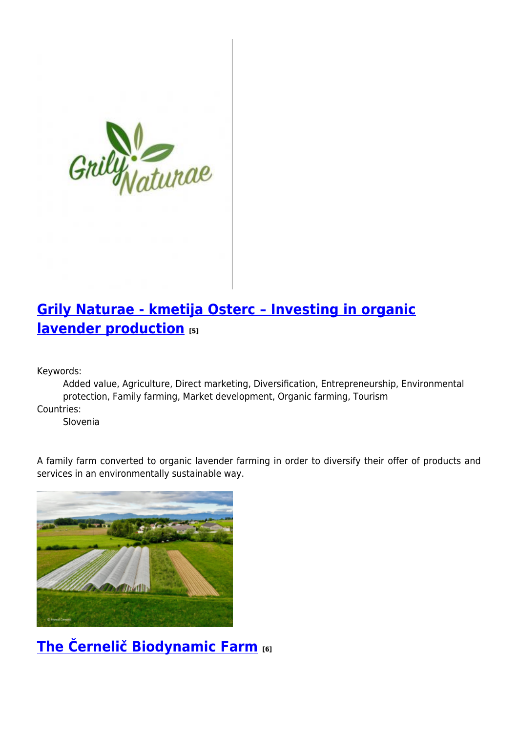## Grily Naturae - kmetija Osterc – Investing in organic lavender production [5]

Keywords:
: Added value, Agriculture, Direct marketing, Diversification, Entrepreneurship, Environmental protection, Family farming, Market development, Organic farming, Tourism

Countries:
: Slovenia

A family farm converted to organic lavender farming in order to diversify their offer of products and services in an environmentally sustainable way.

## The Černelič Biodynamic Farm [6]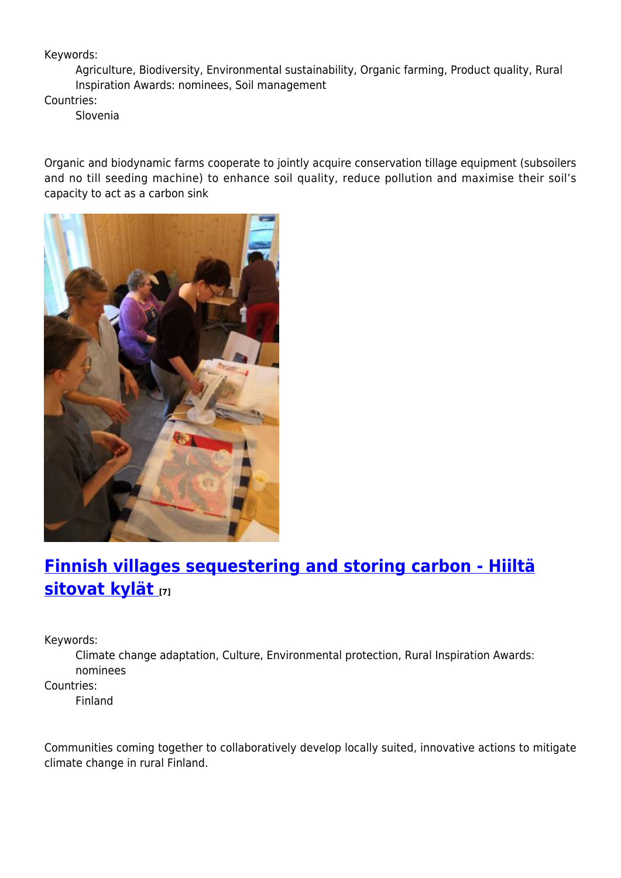Keywords:

Agriculture, Biodiversity, Environmental sustainability, Organic farming, Product quality, Rural Inspiration Awards: nominees, Soil management

Countries:

Slovenia

Organic and biodynamic farms cooperate to jointly acquire conservation tillage equipment (subsoilers and no till seeding machine) to enhance soil quality, reduce pollution and maximise their soil's capacity to act as a carbon sink

## Finnish villages sequestering and storing carbon - Hiiltä sitovat kylät [7]

Keywords:

Climate change adaptation, Culture, Environmental protection, Rural Inspiration Awards: nominees

Countries:

Finland

Communities coming together to collaboratively develop locally suited, innovative actions to mitigate climate change in rural Finland.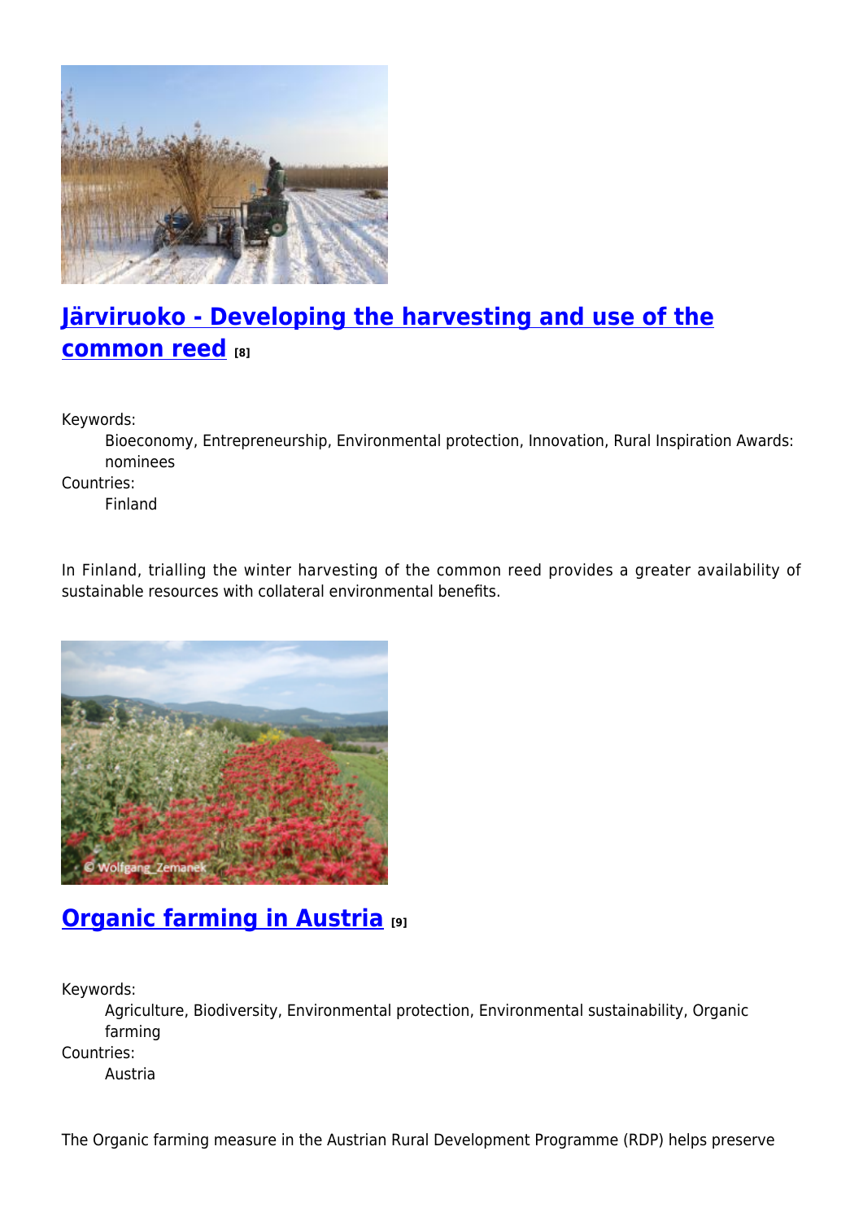## [Järviruoko - Developing the harvesting and use of the common reed](#) [8]

Keywords:

Bioeconomy, Entrepreneurship, Environmental protection, Innovation, Rural Inspiration Awards: nominees

Countries:

Finland

In Finland, trialling the winter harvesting of the common reed provides a greater availability of sustainable resources with collateral environmental benefits.

## [Organic farming in Austria](#) [9]

Keywords:

Agriculture, Biodiversity, Environmental protection, Environmental sustainability, Organic farming

Countries:

Austria

The Organic farming measure in the Austrian Rural Development Programme (RDP) helps preserve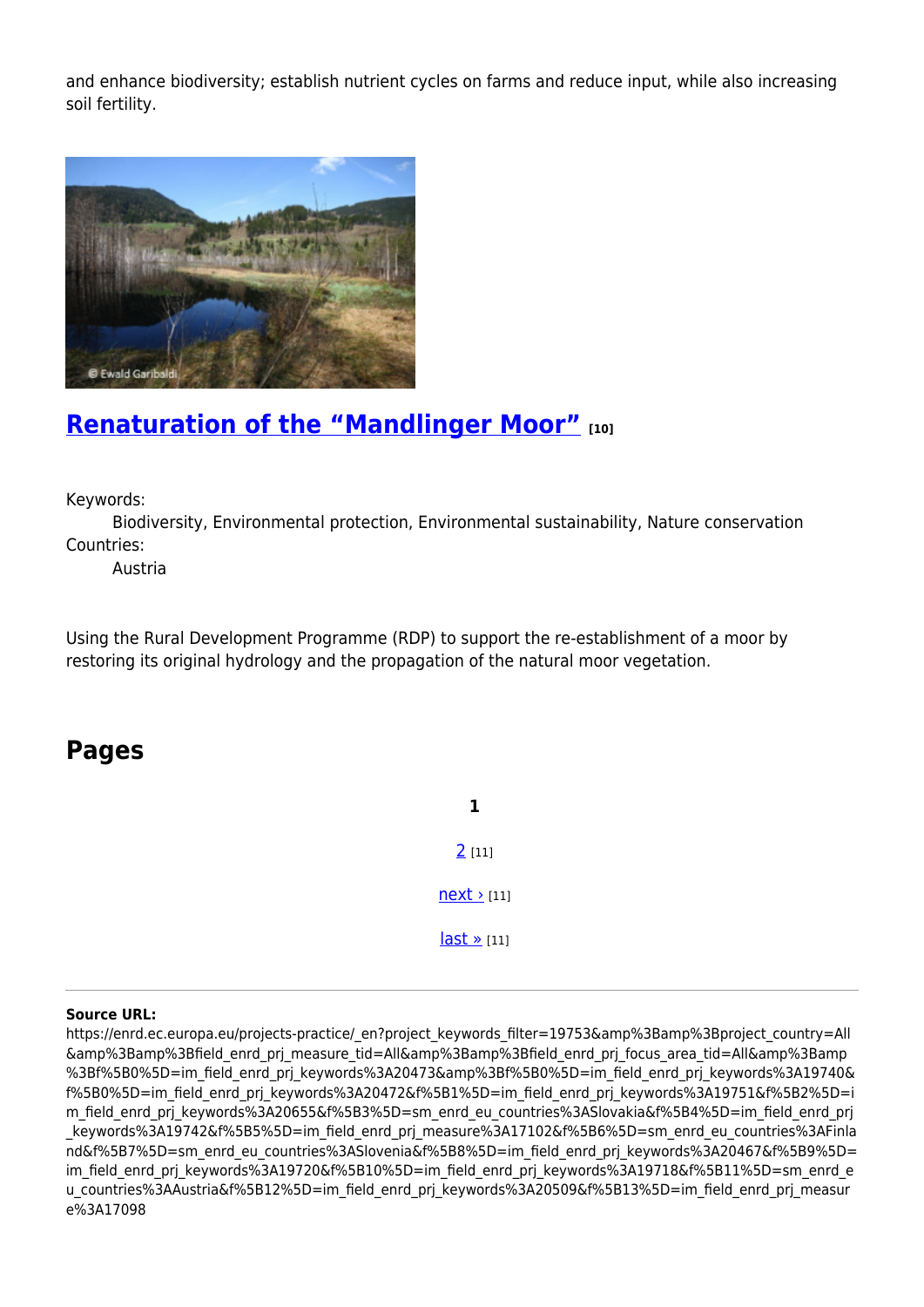and enhance biodiversity; establish nutrient cycles on farms and reduce input, while also increasing soil fertility.

## [Renaturation of the “Mandlinger Moor”](#) [10]

Keywords:
Biodiversity, Environmental protection, Environmental sustainability, Nature conservation

Countries:
Austria

Using the Rural Development Programme (RDP) to support the re-establishment of a moor by restoring its original hydrology and the propagation of the natural moor vegetation.

## Pages

**1**

2 [11]

next › [11]

last » [11]

---

**Source URL:**
https://enrd.ec.europa.eu/projects-practice/_en?project_keywords_filter=19753&amp%3Bamp%3Bproject_country=All&amp%3Bamp%3Bfield_enrd_prj_measure_tid=All&amp%3Bamp%3Bfield_enrd_prj_focus_area_tid=All&amp%3Bamp%3Bf%5B0%5D=im_field_enrd_prj_keywords%3A20473&amp%3Bf%5B0%5D=im_field_enrd_prj_keywords%3A19740&f%5B0%5D=im_field_enrd_prj_keywords%3A20472&f%5B1%5D=im_field_enrd_prj_keywords%3A19751&f%5B2%5D=im_field_enrd_prj_keywords%3A20655&f%5B3%5D=sm_enrd_eu_countries%3ASlovakia&f%5B4%5D=im_field_enrd_prj_keywords%3A19742&f%5B5%5D=im_field_enrd_prj_measure%3A17102&f%5B6%5D=sm_enrd_eu_countries%3AFinland&f%5B7%5D=sm_enrd_eu_countries%3ASlovenia&f%5B8%5D=im_field_enrd_prj_keywords%3A20467&f%5B9%5D=im_field_enrd_prj_keywords%3A19720&f%5B10%5D=im_field_enrd_prj_keywords%3A19718&f%5B11%5D=sm_enrd_eu_countries%3AAustria&f%5B12%5D=im_field_enrd_prj_keywords%3A20509&f%5B13%5D=im_field_enrd_prj_measure%3A17098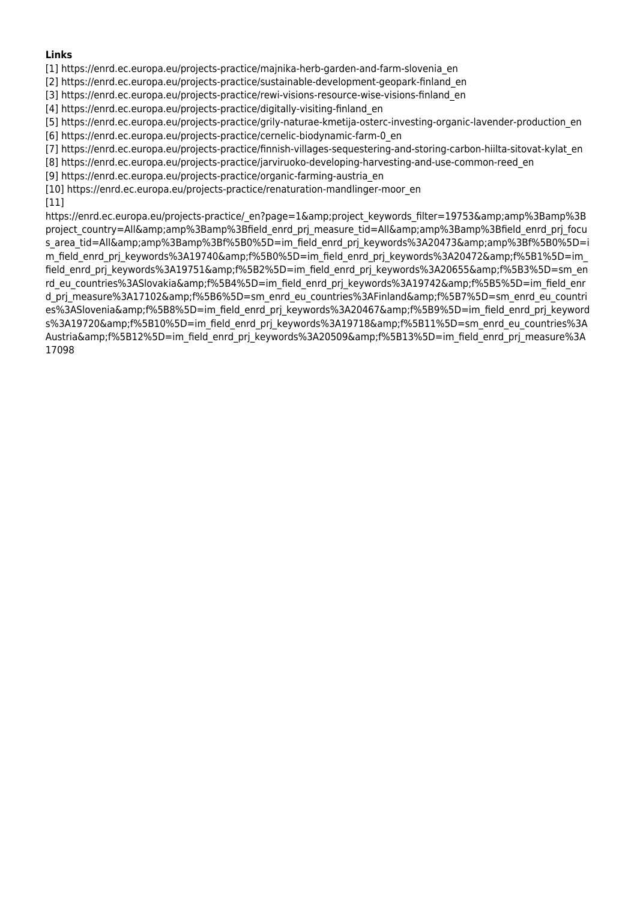**Links**

[1] https://enrd.ec.europa.eu/projects-practice/majnika-herb-garden-and-farm-slovenia_en
[2] https://enrd.ec.europa.eu/projects-practice/sustainable-development-geopark-finland_en
[3] https://enrd.ec.europa.eu/projects-practice/rewi-visions-resource-wise-visions-finland_en
[4] https://enrd.ec.europa.eu/projects-practice/digitally-visiting-finland_en
[5] https://enrd.ec.europa.eu/projects-practice/grily-naturae-kmetija-osterc-investing-organic-lavender-production_en
[6] https://enrd.ec.europa.eu/projects-practice/cernelic-biodynamic-farm-0_en
[7] https://enrd.ec.europa.eu/projects-practice/finnish-villages-sequestering-and-storing-carbon-hiilta-sitovat-kylat_en
[8] https://enrd.ec.europa.eu/projects-practice/jarviruoko-developing-harvesting-and-use-common-reed_en
[9] https://enrd.ec.europa.eu/projects-practice/organic-farming-austria_en
[10] https://enrd.ec.europa.eu/projects-practice/renaturation-mandlinger-moor_en
[11]
https://enrd.ec.europa.eu/projects-practice/_en?page=1&amp;project_keywords_filter=19753&amp;amp%3Bamp%3Bproject_country=All&amp;amp%3Bamp%3Bfield_enrd_prj_measure_tid=All&amp;amp%3Bamp%3Bfield_enrd_prj_focus_area_tid=All&amp;amp%3Bamp%3Bf%5B0%5D=im_field_enrd_prj_keywords%3A20473&amp;amp%3Bf%5B0%5D=im_field_enrd_prj_keywords%3A19740&amp;f%5B0%5D=im_field_enrd_prj_keywords%3A20472&amp;f%5B1%5D=im_field_enrd_prj_keywords%3A19751&amp;f%5B2%5D=im_field_enrd_prj_keywords%3A20655&amp;f%5B3%5D=sm_enrd_eu_countries%3ASlovakia&amp;f%5B4%5D=im_field_enrd_prj_keywords%3A19742&amp;f%5B5%5D=im_field_enrd_prj_measure%3A17102&amp;f%5B6%5D=sm_enrd_eu_countries%3AFinland&amp;f%5B7%5D=sm_enrd_eu_countries%3ASlovenia&amp;f%5B8%5D=im_field_enrd_prj_keywords%3A20467&amp;f%5B9%5D=im_field_enrd_prj_keywords%3A19720&amp;f%5B10%5D=im_field_enrd_prj_keywords%3A19718&amp;f%5B11%5D=sm_enrd_eu_countries%3AAustria&amp;f%5B12%5D=im_field_enrd_prj_keywords%3A20509&amp;f%5B13%5D=im_field_enrd_prj_measure%3A17098